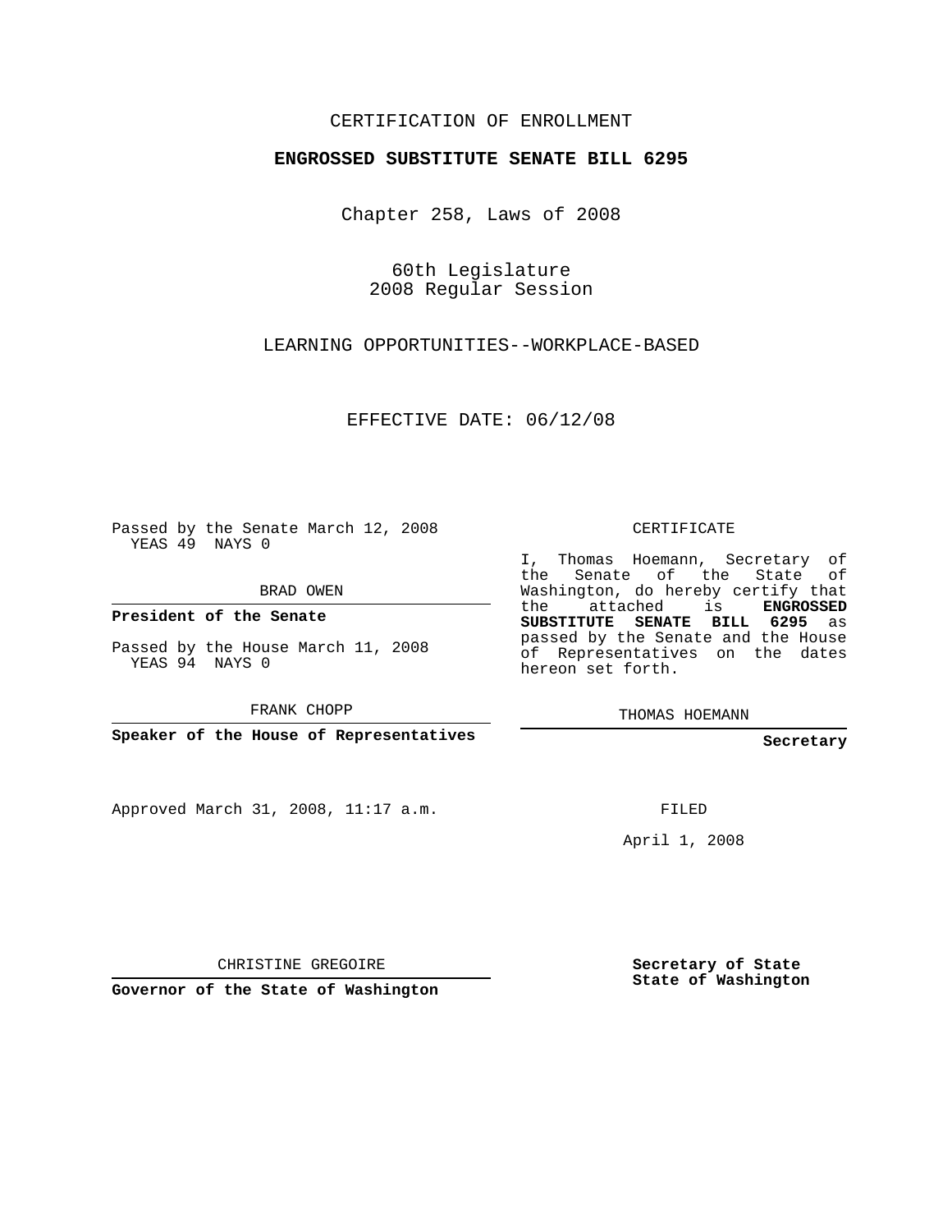CERTIFICATION OF ENROLLMENT

**ENGROSSED SUBSTITUTE SENATE BILL 6295**

Chapter 258, Laws of 2008

60th Legislature
2008 Regular Session

LEARNING OPPORTUNITIES--WORKPLACE-BASED

EFFECTIVE DATE: 06/12/08

Passed by the Senate March 12, 2008
YEAS 49 NAYS 0

BRAD OWEN

**President of the Senate**

Passed by the House March 11, 2008
YEAS 94 NAYS 0

FRANK CHOPP

**Speaker of the House of Representatives**

Approved March 31, 2008, 11:17 a.m.

CHRISTINE GREGOIRE

**Governor of the State of Washington**

CERTIFICATE

I, Thomas Hoemann, Secretary of the Senate of the State of Washington, do hereby certify that the attached is **ENGROSSED SUBSTITUTE SENATE BILL 6295** as passed by the Senate and the House of Representatives on the dates hereon set forth.

THOMAS HOEMANN

**Secretary**

FILED

April 1, 2008

**Secretary of State**
**State of Washington**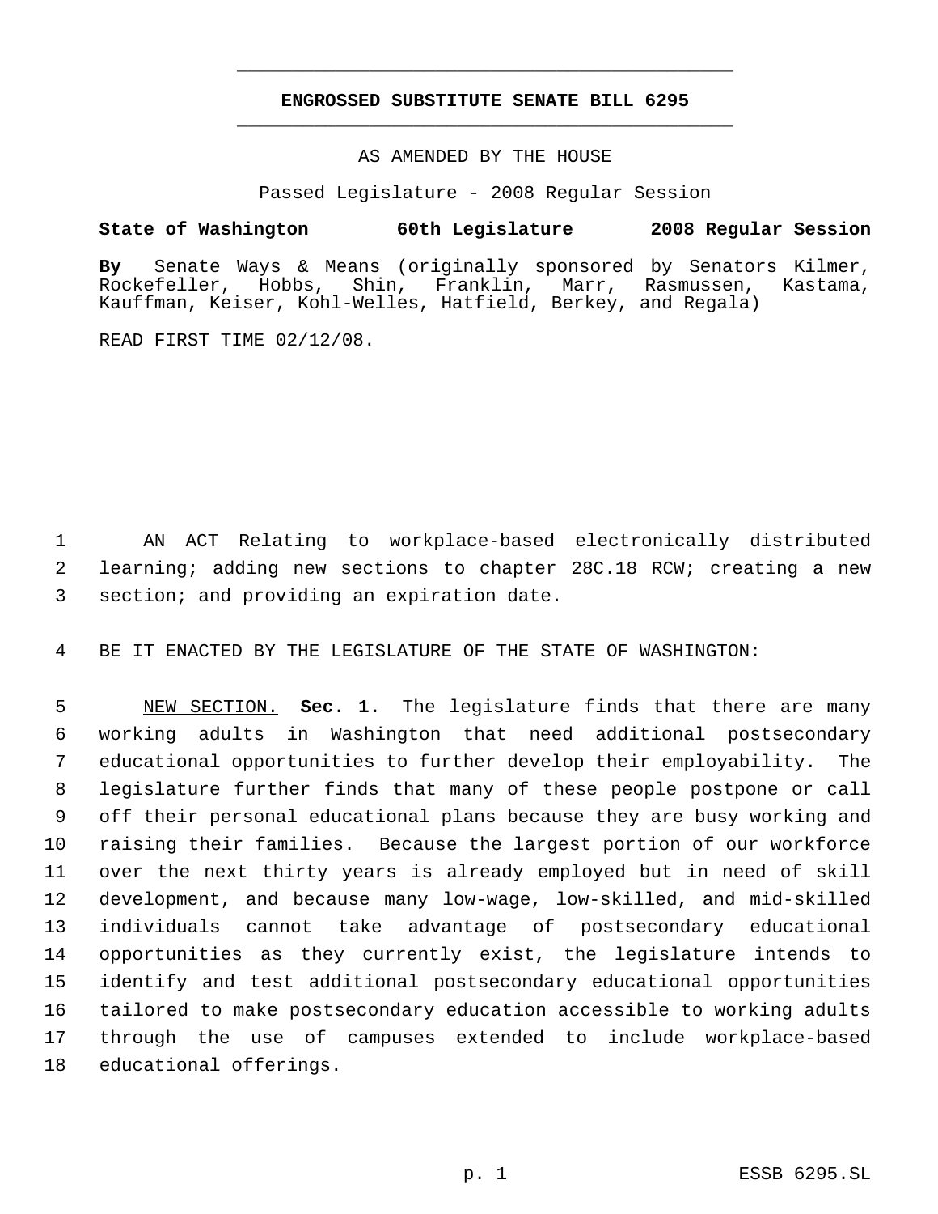# ENGROSSED SUBSTITUTE SENATE BILL 6295

AS AMENDED BY THE HOUSE

Passed Legislature - 2008 Regular Session

**State of Washington 60th Legislature 2008 Regular Session**

**By** Senate Ways & Means (originally sponsored by Senators Kilmer, Rockefeller, Hobbs, Shin, Franklin, Marr, Rasmussen, Kastama, Kauffman, Keiser, Kohl-Welles, Hatfield, Berkey, and Regala)

READ FIRST TIME 02/12/08.

AN ACT Relating to workplace-based electronically distributed learning; adding new sections to chapter 28C.18 RCW; creating a new section; and providing an expiration date.

BE IT ENACTED BY THE LEGISLATURE OF THE STATE OF WASHINGTON:

NEW SECTION. **Sec. 1.** The legislature finds that there are many working adults in Washington that need additional postsecondary educational opportunities to further develop their employability. The legislature further finds that many of these people postpone or call off their personal educational plans because they are busy working and raising their families. Because the largest portion of our workforce over the next thirty years is already employed but in need of skill development, and because many low-wage, low-skilled, and mid-skilled individuals cannot take advantage of postsecondary educational opportunities as they currently exist, the legislature intends to identify and test additional postsecondary educational opportunities tailored to make postsecondary education accessible to working adults through the use of campuses extended to include workplace-based educational offerings.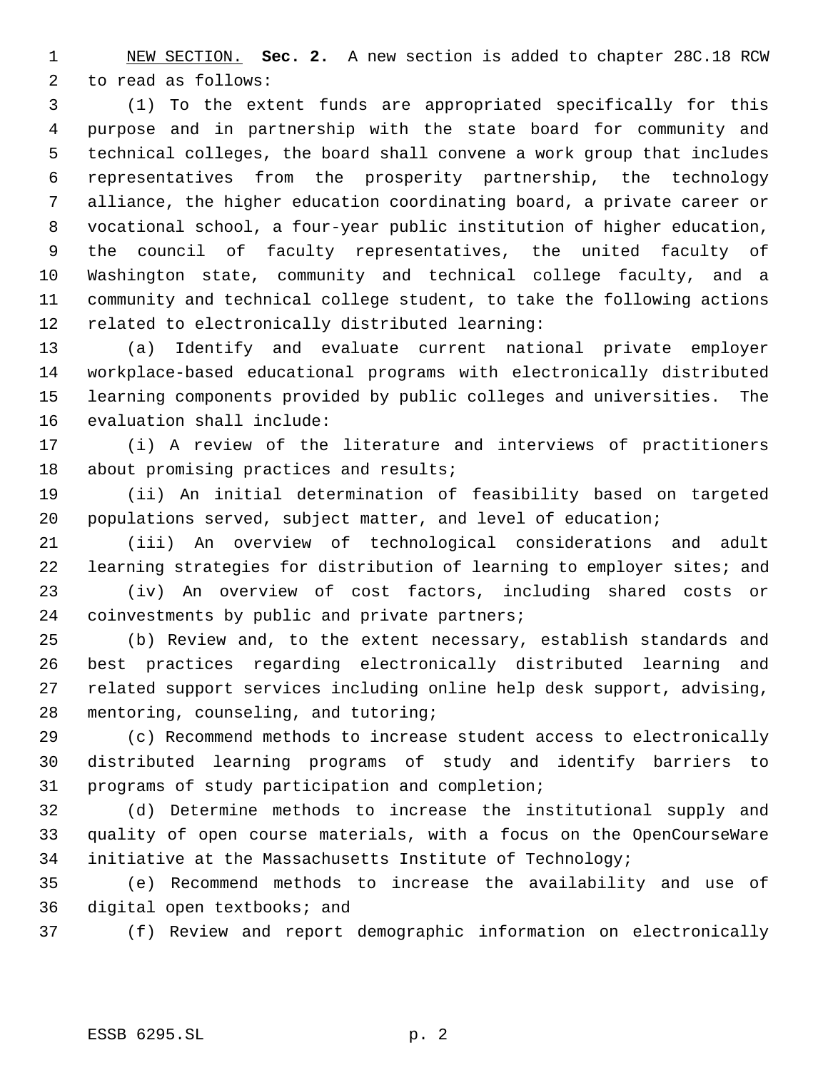NEW SECTION. **Sec. 2.** A new section is added to chapter 28C.18 RCW to read as follows:

(1) To the extent funds are appropriated specifically for this purpose and in partnership with the state board for community and technical colleges, the board shall convene a work group that includes representatives from the prosperity partnership, the technology alliance, the higher education coordinating board, a private career or vocational school, a four-year public institution of higher education, the council of faculty representatives, the united faculty of Washington state, community and technical college faculty, and a community and technical college student, to take the following actions related to electronically distributed learning:

(a) Identify and evaluate current national private employer workplace-based educational programs with electronically distributed learning components provided by public colleges and universities. The evaluation shall include:

(i) A review of the literature and interviews of practitioners about promising practices and results;

(ii) An initial determination of feasibility based on targeted populations served, subject matter, and level of education;

(iii) An overview of technological considerations and adult learning strategies for distribution of learning to employer sites; and

(iv) An overview of cost factors, including shared costs or coinvestments by public and private partners;

(b) Review and, to the extent necessary, establish standards and best practices regarding electronically distributed learning and related support services including online help desk support, advising, mentoring, counseling, and tutoring;

(c) Recommend methods to increase student access to electronically distributed learning programs of study and identify barriers to programs of study participation and completion;

(d) Determine methods to increase the institutional supply and quality of open course materials, with a focus on the OpenCourseWare initiative at the Massachusetts Institute of Technology;

(e) Recommend methods to increase the availability and use of digital open textbooks; and

(f) Review and report demographic information on electronically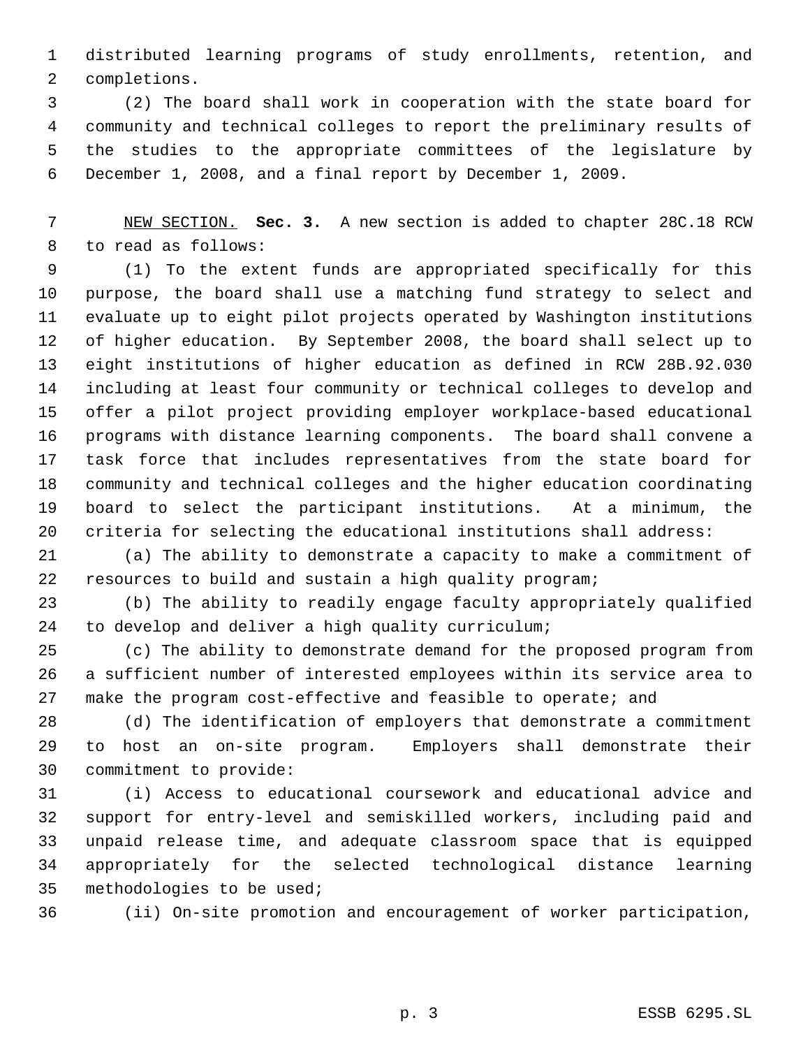distributed learning programs of study enrollments, retention, and completions.

(2) The board shall work in cooperation with the state board for community and technical colleges to report the preliminary results of the studies to the appropriate committees of the legislature by December 1, 2008, and a final report by December 1, 2009.

NEW SECTION. **Sec. 3.** A new section is added to chapter 28C.18 RCW to read as follows:

(1) To the extent funds are appropriated specifically for this purpose, the board shall use a matching fund strategy to select and evaluate up to eight pilot projects operated by Washington institutions of higher education. By September 2008, the board shall select up to eight institutions of higher education as defined in RCW 28B.92.030 including at least four community or technical colleges to develop and offer a pilot project providing employer workplace-based educational programs with distance learning components. The board shall convene a task force that includes representatives from the state board for community and technical colleges and the higher education coordinating board to select the participant institutions. At a minimum, the criteria for selecting the educational institutions shall address:

(a) The ability to demonstrate a capacity to make a commitment of resources to build and sustain a high quality program;

(b) The ability to readily engage faculty appropriately qualified to develop and deliver a high quality curriculum;

(c) The ability to demonstrate demand for the proposed program from a sufficient number of interested employees within its service area to make the program cost-effective and feasible to operate; and

(d) The identification of employers that demonstrate a commitment to host an on-site program. Employers shall demonstrate their commitment to provide:

(i) Access to educational coursework and educational advice and support for entry-level and semiskilled workers, including paid and unpaid release time, and adequate classroom space that is equipped appropriately for the selected technological distance learning methodologies to be used;

(ii) On-site promotion and encouragement of worker participation,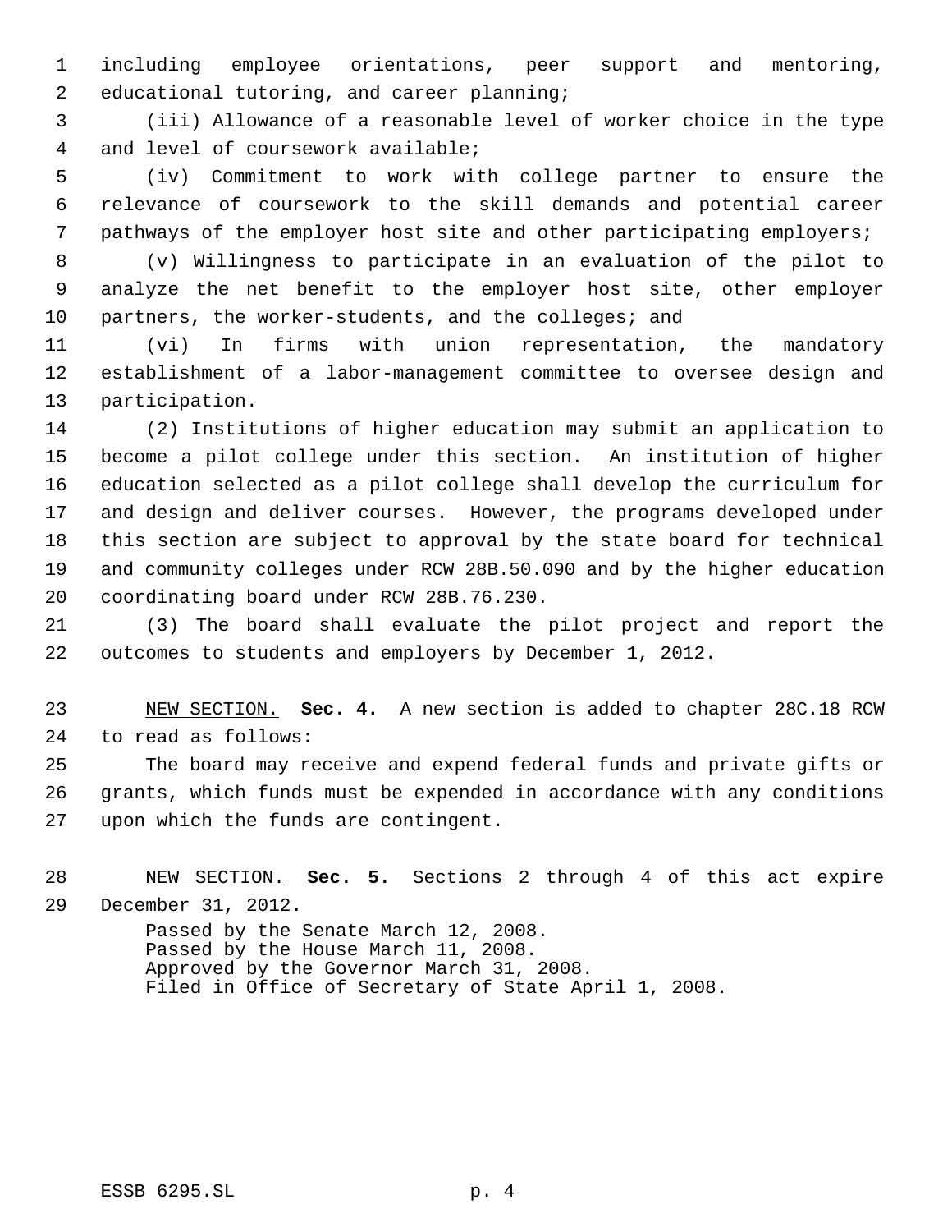including employee orientations, peer support and mentoring, educational tutoring, and career planning;

(iii) Allowance of a reasonable level of worker choice in the type and level of coursework available;

(iv) Commitment to work with college partner to ensure the relevance of coursework to the skill demands and potential career pathways of the employer host site and other participating employers;

(v) Willingness to participate in an evaluation of the pilot to analyze the net benefit to the employer host site, other employer partners, the worker-students, and the colleges; and

(vi) In firms with union representation, the mandatory establishment of a labor-management committee to oversee design and participation.

(2) Institutions of higher education may submit an application to become a pilot college under this section. An institution of higher education selected as a pilot college shall develop the curriculum for and design and deliver courses. However, the programs developed under this section are subject to approval by the state board for technical and community colleges under RCW 28B.50.090 and by the higher education coordinating board under RCW 28B.76.230.

(3) The board shall evaluate the pilot project and report the outcomes to students and employers by December 1, 2012.

NEW SECTION. **Sec. 4.** A new section is added to chapter 28C.18 RCW to read as follows:

The board may receive and expend federal funds and private gifts or grants, which funds must be expended in accordance with any conditions upon which the funds are contingent.

NEW SECTION. **Sec. 5.** Sections 2 through 4 of this act expire December 31, 2012.

Passed by the Senate March 12, 2008.
Passed by the House March 11, 2008.
Approved by the Governor March 31, 2008.
Filed in Office of Secretary of State April 1, 2008.